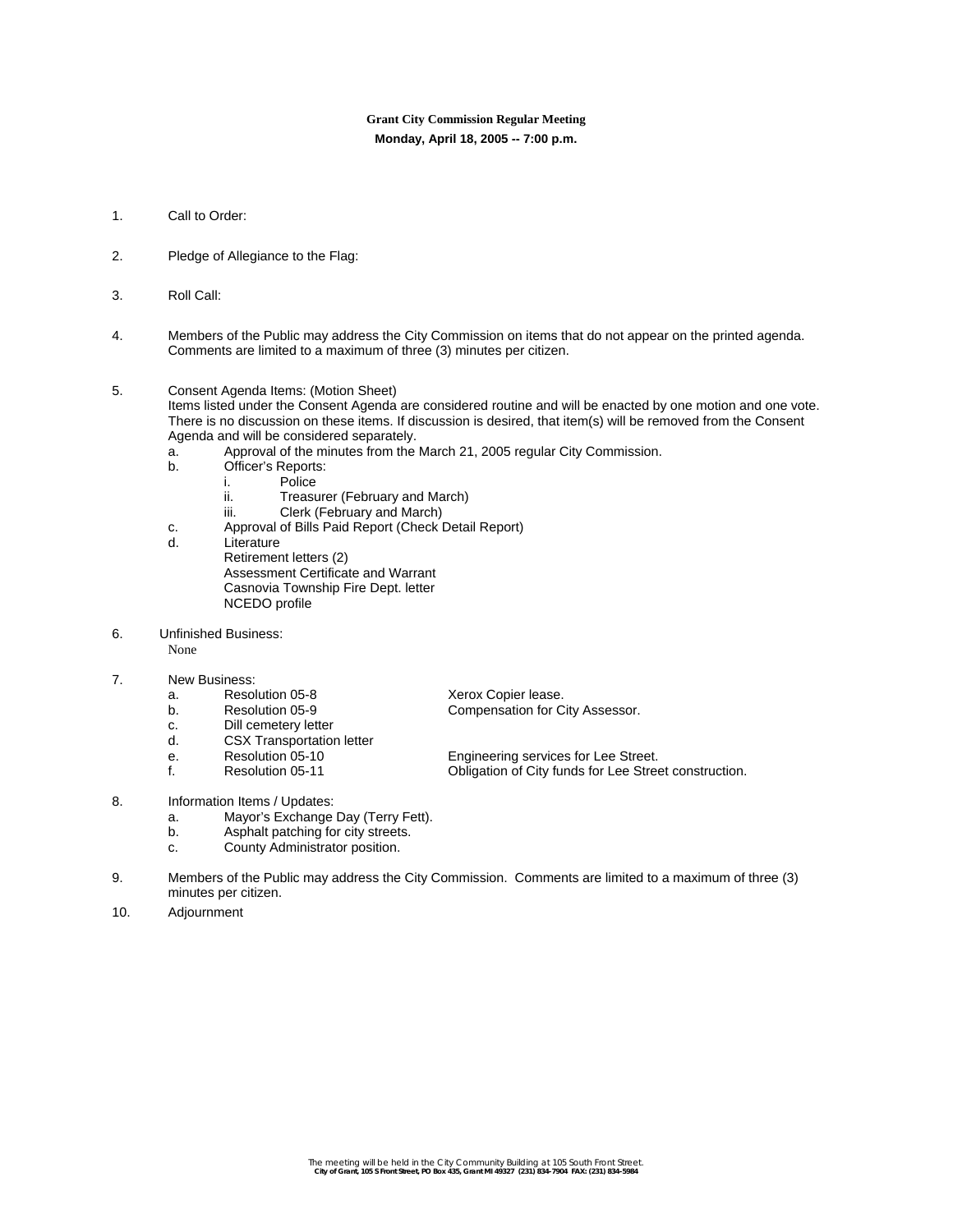**Grant City Commission Regular Meeting**

**Monday, April 18, 2005 -- 7:00 p.m.**

1. Call to Order:

2. Pledge of Allegiance to the Flag:

3. Roll Call:

4. Members of the Public may address the City Commission on items that do not appear on the printed agenda. Comments are limited to a maximum of three (3) minutes per citizen.

5. Consent Agenda Items: (Motion Sheet)
   Items listed under the Consent Agenda are considered routine and will be enacted by one motion and one vote. There is no discussion on these items. If discussion is desired, that item(s) will be removed from the Consent Agenda and will be considered separately.
   a. Approval of the minutes from the March 21, 2005 regular City Commission.
   b. Officer's Reports:
      i. Police
      ii. Treasurer (February and March)
      iii. Clerk (February and March)
   c. Approval of Bills Paid Report (Check Detail Report)
   d. Literature
      Retirement letters (2)
      Assessment Certificate and Warrant
      Casnovia Township Fire Dept. letter
      NCEDO profile

6. Unfinished Business:
   None

7. New Business:
   a. Resolution 05-8 — Xerox Copier lease.
   b. Resolution 05-9 — Compensation for City Assessor.
   c. Dill cemetery letter
   d. CSX Transportation letter
   e. Resolution 05-10 — Engineering services for Lee Street.
   f. Resolution 05-11 — Obligation of City funds for Lee Street construction.

8. Information Items / Updates:
   a. Mayor's Exchange Day (Terry Fett).
   b. Asphalt patching for city streets.
   c. County Administrator position.

9. Members of the Public may address the City Commission. Comments are limited to a maximum of three (3) minutes per citizen.

10. Adjournment

The meeting will be held in the City Community Building at 105 South Front Street.
City of Grant, 105 S Front Street, PO Box 435, Grant MI 49327 (231) 834-7904 FAX: (231) 834-5984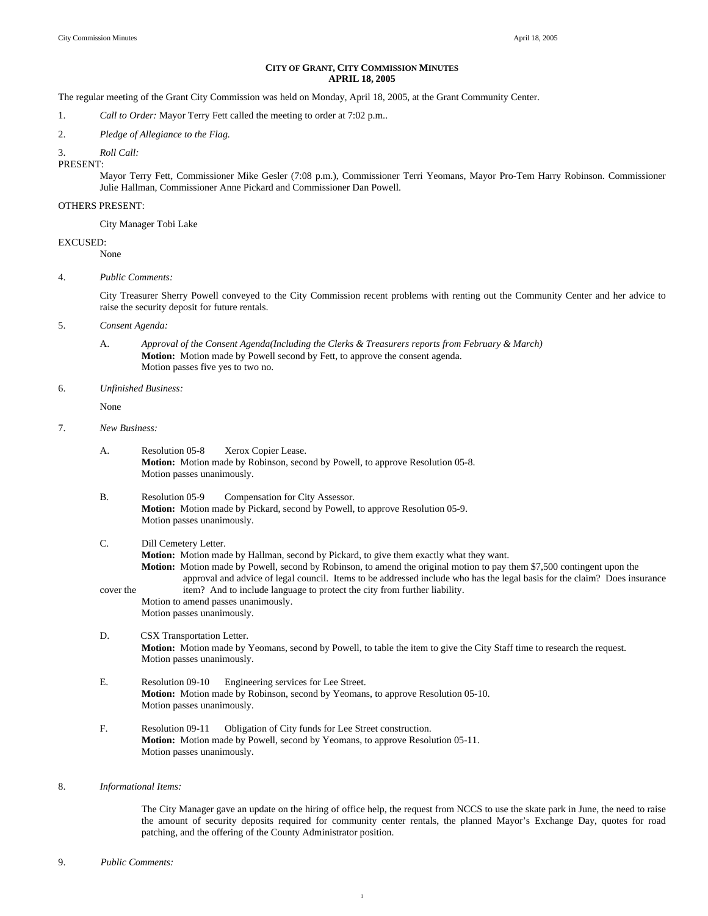# CITY OF GRANT, CITY COMMISSION MINUTES
## APRIL 18, 2005

The regular meeting of the Grant City Commission was held on Monday, April 18, 2005, at the Grant Community Center.

1. *Call to Order:* Mayor Terry Fett called the meeting to order at 7:02 p.m..

2. *Pledge of Allegiance to the Flag.*

3. *Roll Call:*

PRESENT:

Mayor Terry Fett, Commissioner Mike Gesler (7:08 p.m.), Commissioner Terri Yeomans, Mayor Pro-Tem Harry Robinson. Commissioner Julie Hallman, Commissioner Anne Pickard and Commissioner Dan Powell.

OTHERS PRESENT:

City Manager Tobi Lake

EXCUSED:

None

4. *Public Comments:*

City Treasurer Sherry Powell conveyed to the City Commission recent problems with renting out the Community Center and her advice to raise the security deposit for future rentals.

5. *Consent Agenda:*

A. *Approval of the Consent Agenda(Including the Clerks & Treasurers reports from February & March)*
**Motion:** Motion made by Powell second by Fett, to approve the consent agenda.
Motion passes five yes to two no.

6. *Unfinished Business:*

None

7. *New Business:*

A. Resolution 05-8 Xerox Copier Lease.
**Motion:** Motion made by Robinson, second by Powell, to approve Resolution 05-8.
Motion passes unanimously.

B. Resolution 05-9 Compensation for City Assessor.
**Motion:** Motion made by Pickard, second by Powell, to approve Resolution 05-9.
Motion passes unanimously.

C. Dill Cemetery Letter.
**Motion:** Motion made by Hallman, second by Pickard, to give them exactly what they want.
**Motion:** Motion made by Powell, second by Robinson, to amend the original motion to pay them $7,500 contingent upon the approval and advice of legal council. Items to be addressed include who has the legal basis for the claim? Does insurance cover the item? And to include language to protect the city from further liability.
Motion to amend passes unanimously.
Motion passes unanimously.

D. CSX Transportation Letter.
**Motion:** Motion made by Yeomans, second by Powell, to table the item to give the City Staff time to research the request.
Motion passes unanimously.

E. Resolution 09-10 Engineering services for Lee Street.
**Motion:** Motion made by Robinson, second by Yeomans, to approve Resolution 05-10.
Motion passes unanimously.

F. Resolution 09-11 Obligation of City funds for Lee Street construction.
**Motion:** Motion made by Powell, second by Yeomans, to approve Resolution 05-11.
Motion passes unanimously.

8. *Informational Items:*

The City Manager gave an update on the hiring of office help, the request from NCCS to use the skate park in June, the need to raise the amount of security deposits required for community center rentals, the planned Mayor's Exchange Day, quotes for road patching, and the offering of the County Administrator position.

9. *Public Comments:*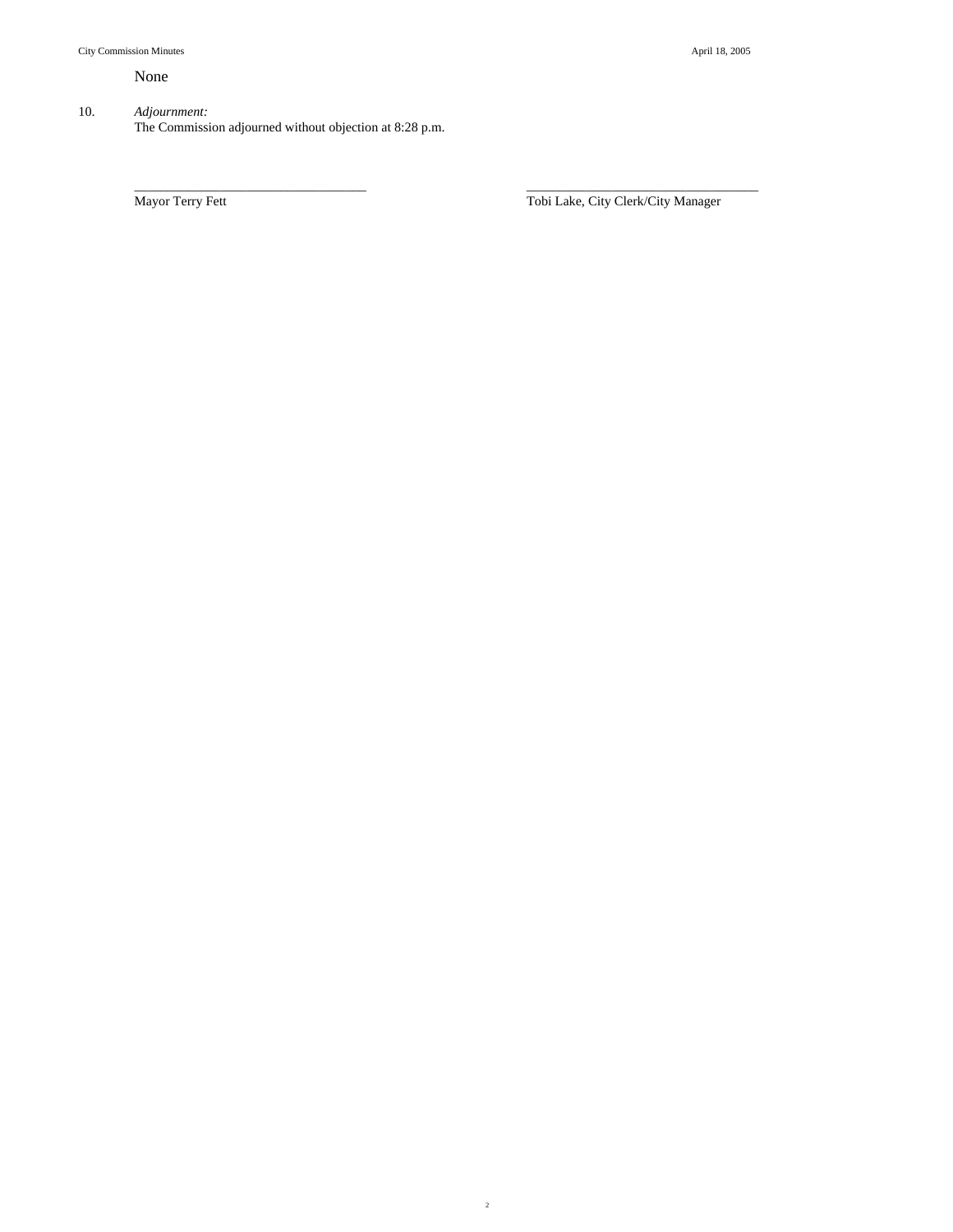None

10. *Adjournment:*
The Commission adjourned without objection at 8:28 p.m.

\_\_\_\_\_\_\_\_\_\_\_\_\_\_\_\_\_\_\_\_\_\_\_\_\_\_\_\_\_\_\_\_\_\_
Mayor Terry Fett

\_\_\_\_\_\_\_\_\_\_\_\_\_\_\_\_\_\_\_\_\_\_\_\_\_\_\_\_\_\_\_\_\_\_
Tobi Lake, City Clerk/City Manager